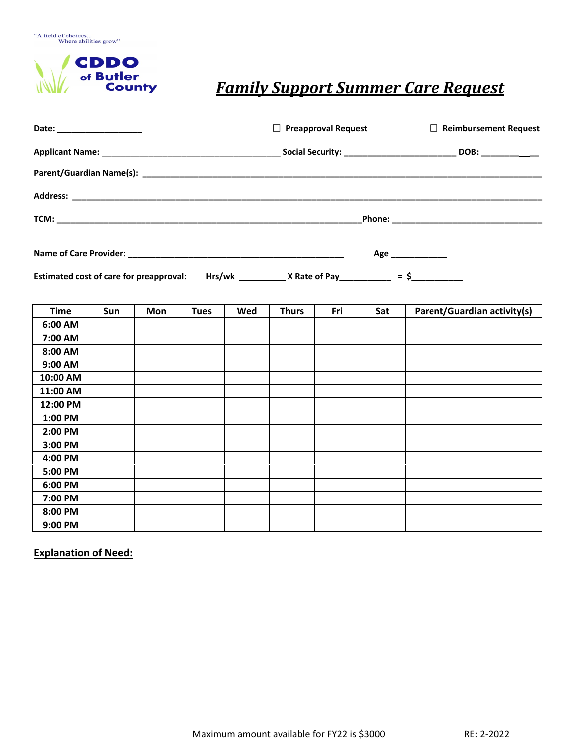"A field of choices...
Where abilities grow"

**CDDO of Butler County**

# ***Family Support Summer Care Request***

**Date:** ___________________ ☐ **Preapproval Request** ☐ **Reimbursement Request**

**Applicant Name:** ______________________________________ **Social Security:** ________________________ **DOB:** ___________

**Parent/Guardian Name(s):** ______________________________________________________________________________

**Address:** ______________________________________________________________________________________

**TCM:** _______________________________________________________________ **Phone:** ________________________________

**Name of Care Provider:** _______________________________________________ **Age** ____________

**Estimated cost of care for preapproval:** **Hrs/wk** __________ **X Rate of Pay**___________ **= $**___________

| Time | Sun | Mon | Tues | Wed | Thurs | Fri | Sat | Parent/Guardian activity(s) |
|---|---|---|---|---|---|---|---|---|
| 6:00 AM | | | | | | | | |
| 7:00 AM | | | | | | | | |
| 8:00 AM | | | | | | | | |
| 9:00 AM | | | | | | | | |
| 10:00 AM | | | | | | | | |
| 11:00 AM | | | | | | | | |
| 12:00 PM | | | | | | | | |
| 1:00 PM | | | | | | | | |
| 2:00 PM | | | | | | | | |
| 3:00 PM | | | | | | | | |
| 4:00 PM | | | | | | | | |
| 5:00 PM | | | | | | | | |
| 6:00 PM | | | | | | | | |
| 7:00 PM | | | | | | | | |
| 8:00 PM | | | | | | | | |
| 9:00 PM | | | | | | | | |

**Explanation of Need:**

Maximum amount available for FY22 is $3000

RE: 2-2022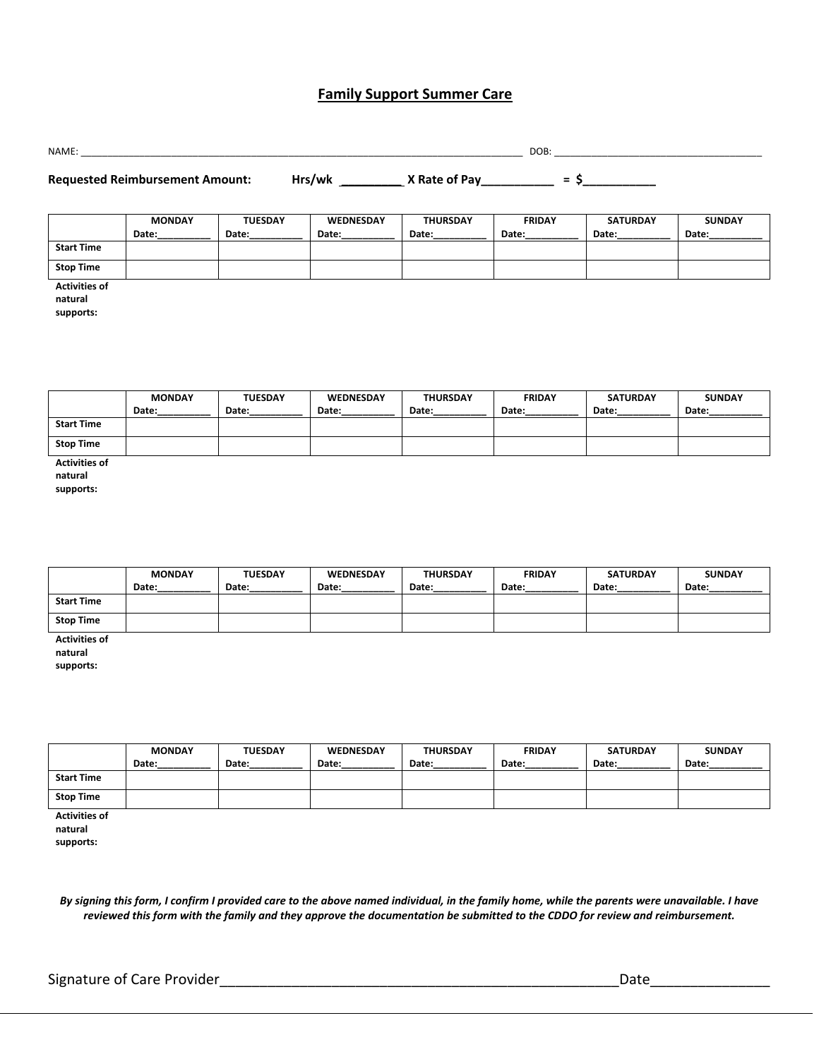## Family Support Summer Care

NAME: ________________________________________________________________________________ DOB: ______________________________________

**Requested Reimbursement Amount: Hrs/wk _________ X Rate of Pay___________ = $___________**

| | MONDAY Date:__________ | TUESDAY Date:__________ | WEDNESDAY Date:__________ | THURSDAY Date:__________ | FRIDAY Date:__________ | SATURDAY Date:__________ | SUNDAY Date:__________ |
|---|---|---|---|---|---|---|---|
| **Start Time** | | | | | | | |
| **Stop Time** | | | | | | | |

**Activities of natural supports:**

| | MONDAY Date:__________ | TUESDAY Date:__________ | WEDNESDAY Date:__________ | THURSDAY Date:__________ | FRIDAY Date:__________ | SATURDAY Date:__________ | SUNDAY Date:__________ |
|---|---|---|---|---|---|---|---|
| **Start Time** | | | | | | | |
| **Stop Time** | | | | | | | |

**Activities of natural supports:**

| | MONDAY Date:__________ | TUESDAY Date:__________ | WEDNESDAY Date:__________ | THURSDAY Date:__________ | FRIDAY Date:__________ | SATURDAY Date:__________ | SUNDAY Date:__________ |
|---|---|---|---|---|---|---|---|
| **Start Time** | | | | | | | |
| **Stop Time** | | | | | | | |

**Activities of natural supports:**

| | MONDAY Date:__________ | TUESDAY Date:__________ | WEDNESDAY Date:__________ | THURSDAY Date:__________ | FRIDAY Date:__________ | SATURDAY Date:__________ | SUNDAY Date:__________ |
|---|---|---|---|---|---|---|---|
| **Start Time** | | | | | | | |
| **Stop Time** | | | | | | | |

**Activities of natural supports:**

***By signing this form, I confirm I provided care to the above named individual, in the family home, while the parents were unavailable. I have reviewed this form with the family and they approve the documentation be submitted to the CDDO for review and reimbursement.***

Signature of Care Provider_____________________________________________________Date_______________